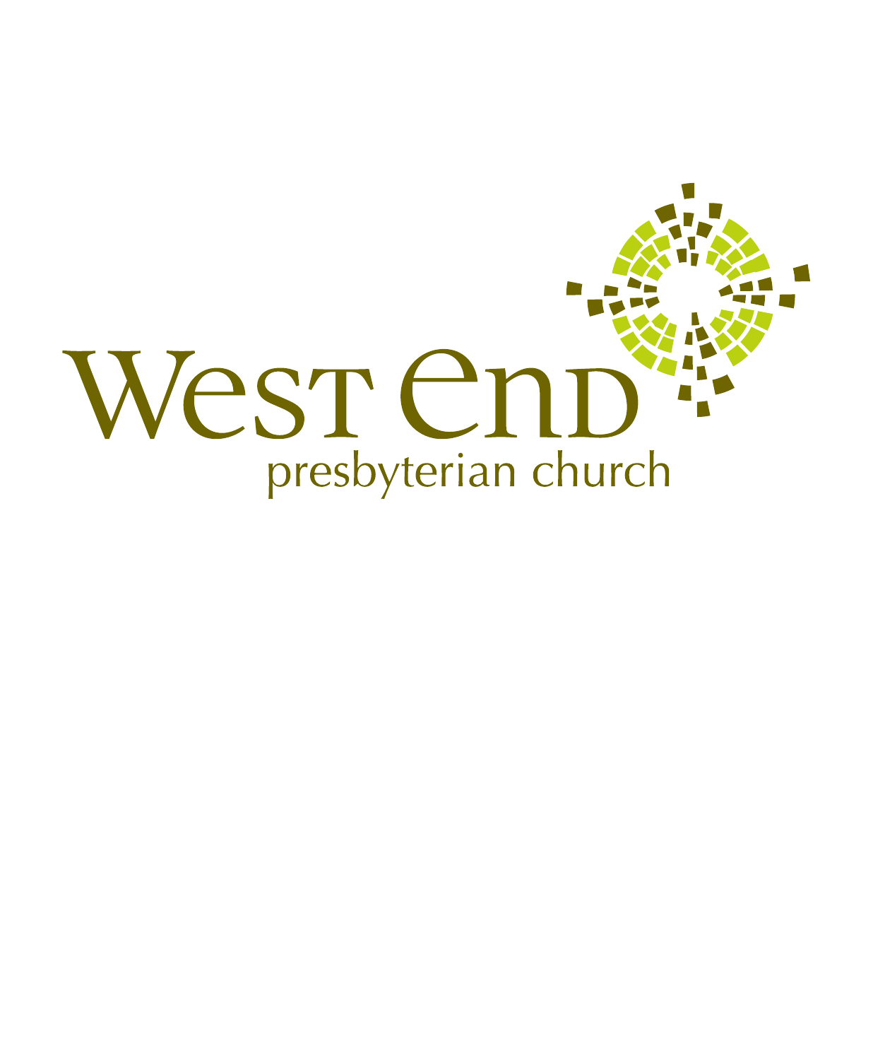# West End

presbyterian church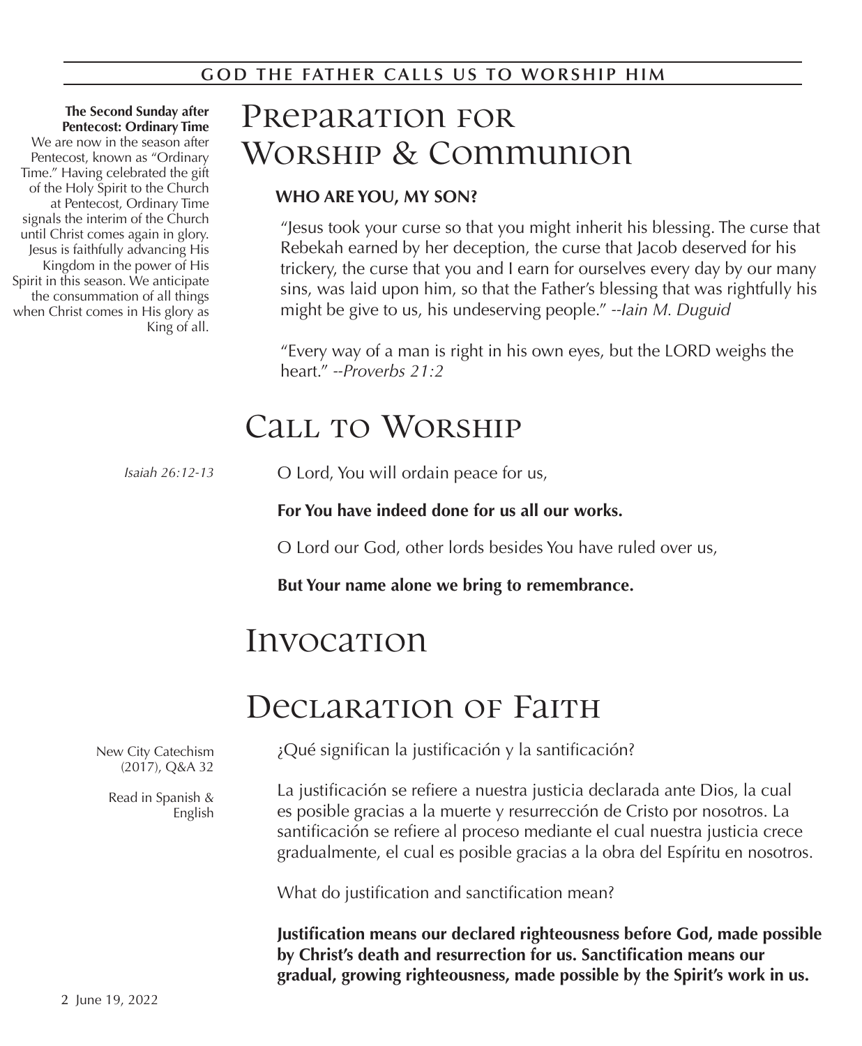GOD THE FATHER CALLS US TO WORSHIP HIM

**The Second Sunday after Pentecost: Ordinary Time**
We are now in the season after Pentecost, known as "Ordinary Time." Having celebrated the gift of the Holy Spirit to the Church at Pentecost, Ordinary Time signals the interim of the Church until Christ comes again in glory. Jesus is faithfully advancing His Kingdom in the power of His Spirit in this season. We anticipate the consummation of all things when Christ comes in His glory as King of all.

# Preparation for Worship & Communion

**WHO ARE YOU, MY SON?**

"Jesus took your curse so that you might inherit his blessing. The curse that Rebekah earned by her deception, the curse that Jacob deserved for his trickery, the curse that you and I earn for ourselves every day by our many sins, was laid upon him, so that the Father's blessing that was rightfully his might be give to us, his undeserving people." --*Iain M. Duguid*

"Every way of a man is right in his own eyes, but the LORD weighs the heart." --*Proverbs 21:2*

# Call to Worship

*Isaiah 26:12-13*

O Lord, You will ordain peace for us,

**For You have indeed done for us all our works.**

O Lord our God, other lords besides You have ruled over us,

**But Your name alone we bring to remembrance.**

# Invocation

# Declaration of Faith

New City Catechism (2017), Q&A 32

Read in Spanish & English

¿Qué significan la justificación y la santificación?

La justificación se refiere a nuestra justicia declarada ante Dios, la cual es posible gracias a la muerte y resurrección de Cristo por nosotros. La santificación se refiere al proceso mediante el cual nuestra justicia crece gradualmente, el cual es posible gracias a la obra del Espíritu en nosotros.

What do justification and sanctification mean?

**Justification means our declared righteousness before God, made possible by Christ's death and resurrection for us. Sanctification means our gradual, growing righteousness, made possible by the Spirit's work in us.**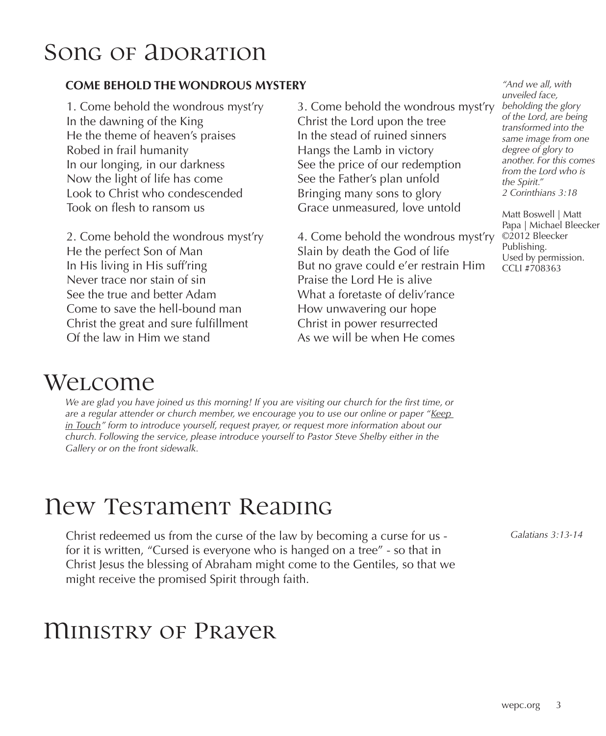# Song of Adoration

### COME BEHOLD THE WONDROUS MYSTERY

1. Come behold the wondrous myst'ry
In the dawning of the King
He the theme of heaven's praises
Robed in frail humanity
In our longing, in our darkness
Now the light of life has come
Look to Christ who condescended
Took on flesh to ransom us

2. Come behold the wondrous myst'ry
He the perfect Son of Man
In His living in His suff'ring
Never trace nor stain of sin
See the true and better Adam
Come to save the hell-bound man
Christ the great and sure fulfillment
Of the law in Him we stand

3. Come behold the wondrous myst'ry
Christ the Lord upon the tree
In the stead of ruined sinners
Hangs the Lamb in victory
See the price of our redemption
See the Father's plan unfold
Bringing many sons to glory
Grace unmeasured, love untold

4. Come behold the wondrous myst'ry
Slain by death the God of life
But no grave could e'er restrain Him
Praise the Lord He is alive
What a foretaste of deliv'rance
How unwavering our hope
Christ in power resurrected
As we will be when He comes

*"And we all, with unveiled face, beholding the glory of the Lord, are being transformed into the same image from one degree of glory to another. For this comes from the Lord who is the Spirit."*
*2 Corinthians 3:18*

Matt Boswell | Matt Papa | Michael Bleecker
©2012 Bleecker Publishing.
Used by permission.
CCLI #708363

# Welcome

*We are glad you have joined us this morning! If you are visiting our church for the first time, or are a regular attender or church member, we encourage you to use our online or paper "Keep in Touch" form to introduce yourself, request prayer, or request more information about our church. Following the service, please introduce yourself to Pastor Steve Shelby either in the Gallery or on the front sidewalk.*

# New Testament Reading

*Galatians 3:13-14*

Christ redeemed us from the curse of the law by becoming a curse for us - for it is written, "Cursed is everyone who is hanged on a tree" - so that in Christ Jesus the blessing of Abraham might come to the Gentiles, so that we might receive the promised Spirit through faith.

# Ministry of Prayer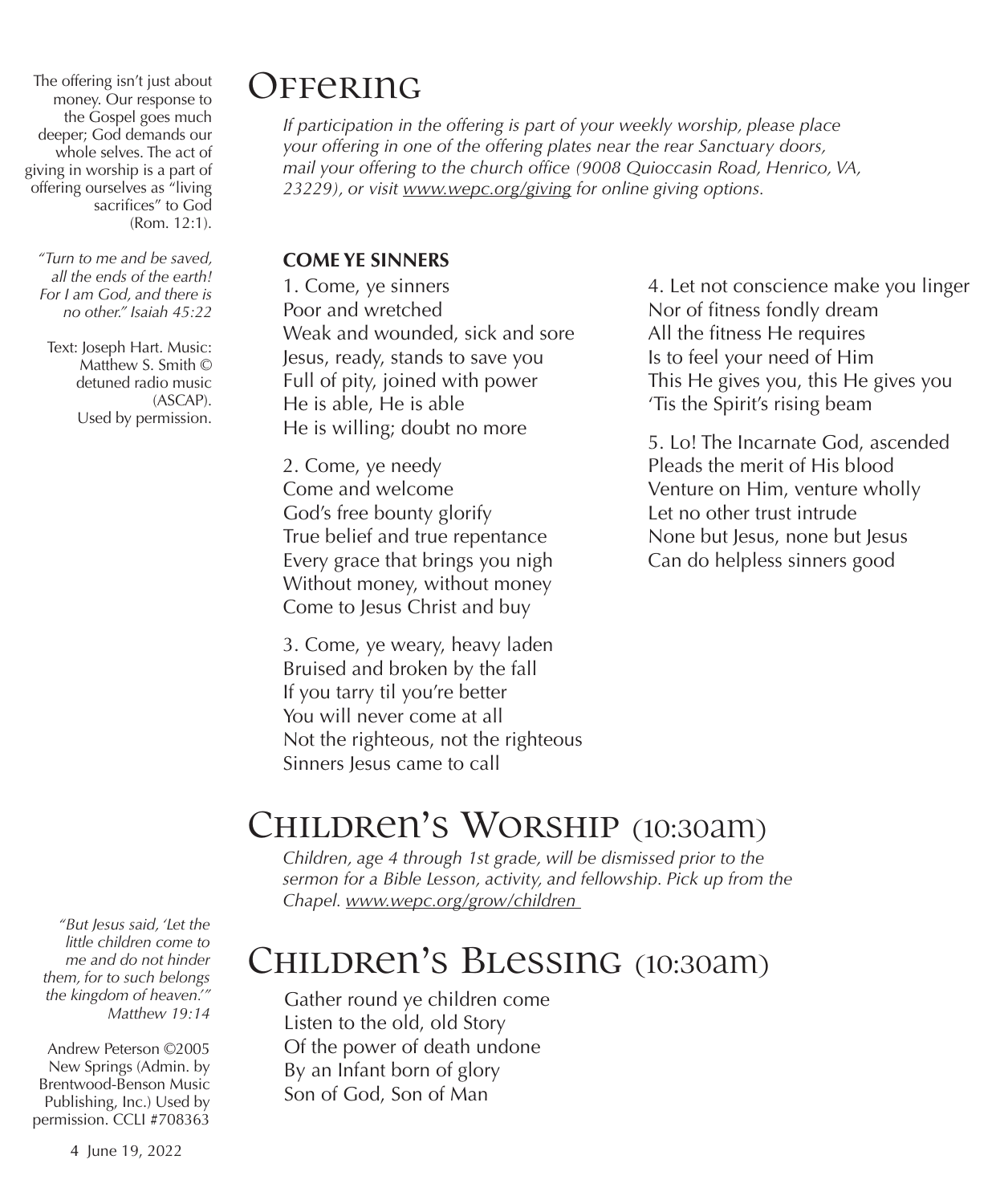# Offering

*If participation in the offering is part of your weekly worship, please place your offering in one of the offering plates near the rear Sanctuary doors, mail your offering to the church office (9008 Quioccasin Road, Henrico, VA, 23229), or visit www.wepc.org/giving for online giving options.*

The offering isn't just about money. Our response to the Gospel goes much deeper; God demands our whole selves. The act of giving in worship is a part of offering ourselves as "living sacrifices" to God (Rom. 12:1).

*"Turn to me and be saved, all the ends of the earth! For I am God, and there is no other." Isaiah 45:22*

Text: Joseph Hart. Music: Matthew S. Smith © detuned radio music (ASCAP). Used by permission.

**COME YE SINNERS**

1. Come, ye sinners
Poor and wretched
Weak and wounded, sick and sore
Jesus, ready, stands to save you
Full of pity, joined with power
He is able, He is able
He is willing; doubt no more

2. Come, ye needy
Come and welcome
God's free bounty glorify
True belief and true repentance
Every grace that brings you nigh
Without money, without money
Come to Jesus Christ and buy

3. Come, ye weary, heavy laden
Bruised and broken by the fall
If you tarry til you're better
You will never come at all
Not the righteous, not the righteous
Sinners Jesus came to call

4. Let not conscience make you linger
Nor of fitness fondly dream
All the fitness He requires
Is to feel your need of Him
This He gives you, this He gives you
'Tis the Spirit's rising beam

5. Lo! The Incarnate God, ascended
Pleads the merit of His blood
Venture on Him, venture wholly
Let no other trust intrude
None but Jesus, none but Jesus
Can do helpless sinners good

# Children's Worship (10:30am)

*Children, age 4 through 1st grade, will be dismissed prior to the sermon for a Bible Lesson, activity, and fellowship. Pick up from the Chapel. www.wepc.org/grow/children*

# Children's Blessing (10:30am)

*"But Jesus said, 'Let the little children come to me and do not hinder them, for to such belongs the kingdom of heaven.'" Matthew 19:14*

Andrew Peterson ©2005 New Springs (Admin. by Brentwood-Benson Music Publishing, Inc.) Used by permission. CCLI #708363

Gather round ye children come
Listen to the old, old Story
Of the power of death undone
By an Infant born of glory
Son of God, Son of Man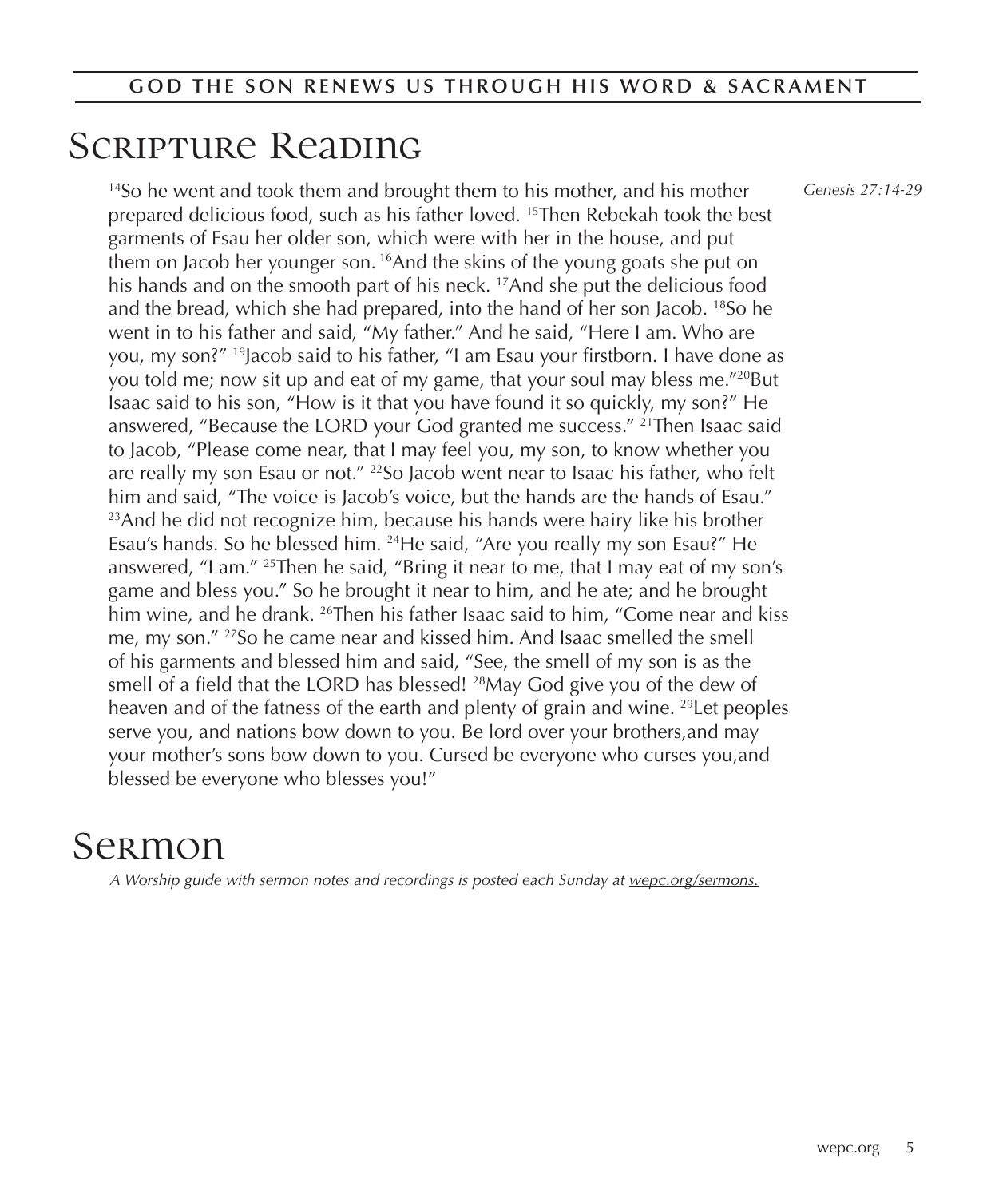**GOD THE SON RENEWS US THROUGH HIS WORD & SACRAMENT**

# Scripture Reading

*Genesis 27:14-29*

[14]So he went and took them and brought them to his mother, and his mother prepared delicious food, such as his father loved. [15]Then Rebekah took the best garments of Esau her older son, which were with her in the house, and put them on Jacob her younger son. [16]And the skins of the young goats she put on his hands and on the smooth part of his neck. [17]And she put the delicious food and the bread, which she had prepared, into the hand of her son Jacob. [18]So he went in to his father and said, "My father." And he said, "Here I am. Who are you, my son?" [19]Jacob said to his father, "I am Esau your firstborn. I have done as you told me; now sit up and eat of my game, that your soul may bless me."[20]But Isaac said to his son, "How is it that you have found it so quickly, my son?" He answered, "Because the LORD your God granted me success." [21]Then Isaac said to Jacob, "Please come near, that I may feel you, my son, to know whether you are really my son Esau or not." [22]So Jacob went near to Isaac his father, who felt him and said, "The voice is Jacob's voice, but the hands are the hands of Esau." [23]And he did not recognize him, because his hands were hairy like his brother Esau's hands. So he blessed him. [24]He said, "Are you really my son Esau?" He answered, "I am." [25]Then he said, "Bring it near to me, that I may eat of my son's game and bless you." So he brought it near to him, and he ate; and he brought him wine, and he drank. [26]Then his father Isaac said to him, "Come near and kiss me, my son." [27]So he came near and kissed him. And Isaac smelled the smell of his garments and blessed him and said, "See, the smell of my son is as the smell of a field that the LORD has blessed! [28]May God give you of the dew of heaven and of the fatness of the earth and plenty of grain and wine. [29]Let peoples serve you, and nations bow down to you. Be lord over your brothers,and may your mother's sons bow down to you. Cursed be everyone who curses you,and blessed be everyone who blesses you!"

# Sermon

*A Worship guide with sermon notes and recordings is posted each Sunday at wepc.org/sermons.*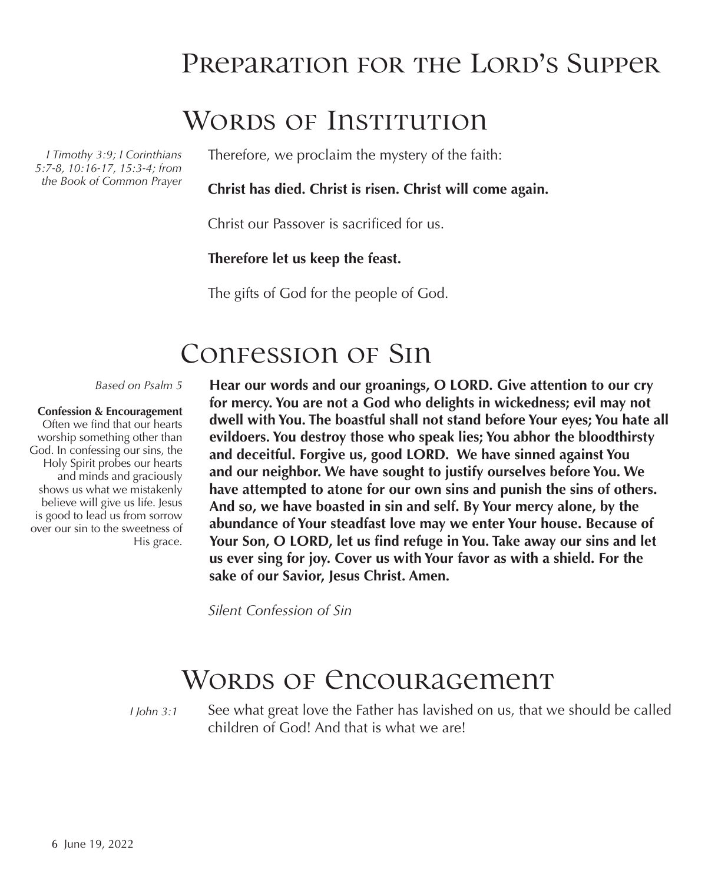# Preparation for the Lord's Supper

## Words of Institution

*I Timothy 3:9; I Corinthians 5:7-8, 10:16-17, 15:3-4; from the Book of Common Prayer*

Therefore, we proclaim the mystery of the faith:

**Christ has died. Christ is risen. Christ will come again.**

Christ our Passover is sacrificed for us.

**Therefore let us keep the feast.**

The gifts of God for the people of God.

## Confession of Sin

*Based on Psalm 5*

**Confession & Encouragement**
Often we find that our hearts worship something other than God. In confessing our sins, the Holy Spirit probes our hearts and minds and graciously shows us what we mistakenly believe will give us life. Jesus is good to lead us from sorrow over our sin to the sweetness of His grace.

**Hear our words and our groanings, O LORD. Give attention to our cry for mercy. You are not a God who delights in wickedness; evil may not dwell with You. The boastful shall not stand before Your eyes; You hate all evildoers. You destroy those who speak lies; You abhor the bloodthirsty and deceitful. Forgive us, good LORD. We have sinned against You and our neighbor. We have sought to justify ourselves before You. We have attempted to atone for our own sins and punish the sins of others. And so, we have boasted in sin and self. By Your mercy alone, by the abundance of Your steadfast love may we enter Your house. Because of Your Son, O LORD, let us find refuge in You. Take away our sins and let us ever sing for joy. Cover us with Your favor as with a shield. For the sake of our Savior, Jesus Christ. Amen.**

*Silent Confession of Sin*

## Words of Encouragement

*I John 3:1*

See what great love the Father has lavished on us, that we should be called children of God! And that is what we are!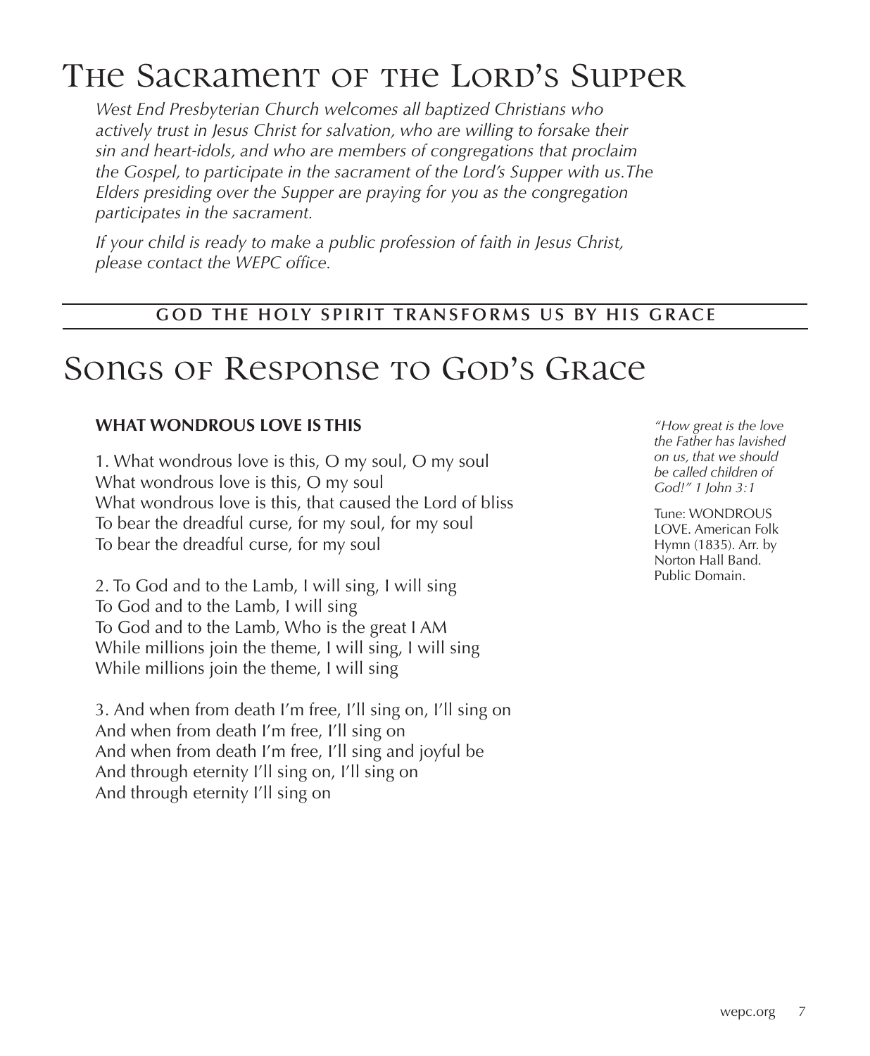# The Sacrament of the Lord's Supper

*West End Presbyterian Church welcomes all baptized Christians who actively trust in Jesus Christ for salvation, who are willing to forsake their sin and heart-idols, and who are members of congregations that proclaim the Gospel, to participate in the sacrament of the Lord's Supper with us.The Elders presiding over the Supper are praying for you as the congregation participates in the sacrament.*

*If your child is ready to make a public profession of faith in Jesus Christ, please contact the WEPC office.*

---

**GOD THE HOLY SPIRIT TRANSFORMS US BY HIS GRACE**

---

# Songs of Response to God's Grace

**WHAT WONDROUS LOVE IS THIS**

1. What wondrous love is this, O my soul, O my soul
What wondrous love is this, O my soul
What wondrous love is this, that caused the Lord of bliss
To bear the dreadful curse, for my soul, for my soul
To bear the dreadful curse, for my soul

2. To God and to the Lamb, I will sing, I will sing
To God and to the Lamb, I will sing
To God and to the Lamb, Who is the great I AM
While millions join the theme, I will sing, I will sing
While millions join the theme, I will sing

3. And when from death I'm free, I'll sing on, I'll sing on
And when from death I'm free, I'll sing on
And when from death I'm free, I'll sing and joyful be
And through eternity I'll sing on, I'll sing on
And through eternity I'll sing on

*"How great is the love the Father has lavished on us, that we should be called children of God!" 1 John 3:1*

Tune: WONDROUS LOVE. American Folk Hymn (1835). Arr. by Norton Hall Band. Public Domain.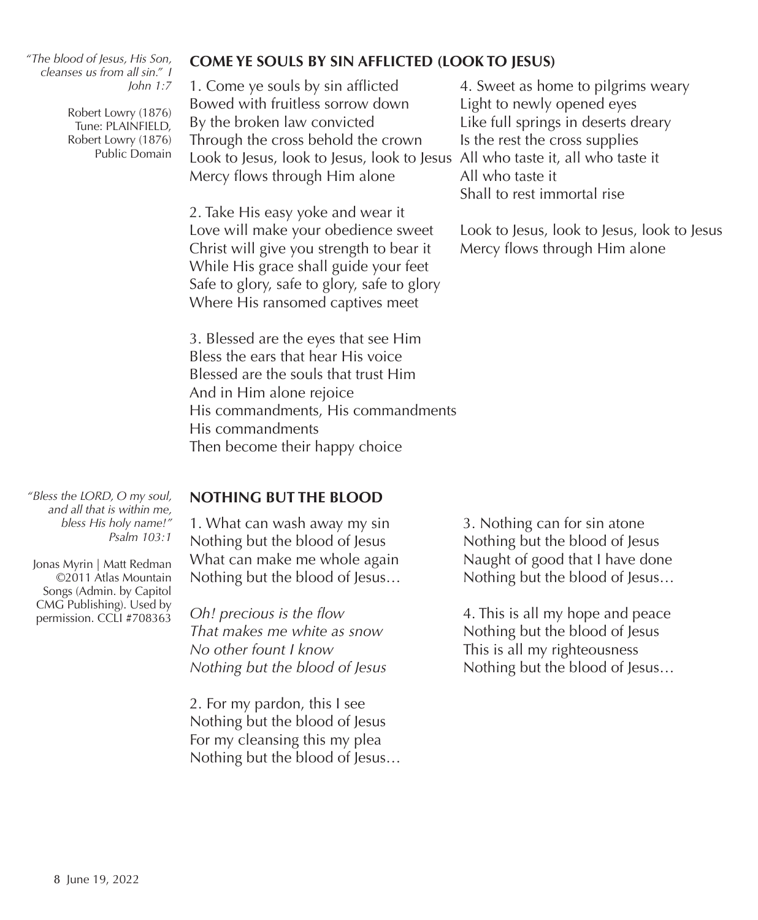*"The blood of Jesus, His Son, cleanses us from all sin." I John 1:7*

Robert Lowry (1876)
Tune: PLAINFIELD,
Robert Lowry (1876)
Public Domain

## COME YE SOULS BY SIN AFFLICTED (LOOK TO JESUS)

1. Come ye souls by sin afflicted
Bowed with fruitless sorrow down
By the broken law convicted
Through the cross behold the crown
Look to Jesus, look to Jesus, look to Jesus
Mercy flows through Him alone

2. Take His easy yoke and wear it
Love will make your obedience sweet
Christ will give you strength to bear it
While His grace shall guide your feet
Safe to glory, safe to glory, safe to glory
Where His ransomed captives meet

3. Blessed are the eyes that see Him
Bless the ears that hear His voice
Blessed are the souls that trust Him
And in Him alone rejoice
His commandments, His commandments
His commandments
Then become their happy choice

4. Sweet as home to pilgrims weary
Light to newly opened eyes
Like full springs in deserts dreary
Is the rest the cross supplies
All who taste it, all who taste it
All who taste it
Shall to rest immortal rise

Look to Jesus, look to Jesus, look to Jesus
Mercy flows through Him alone

*"Bless the LORD, O my soul, and all that is within me, bless His holy name!" Psalm 103:1*

Jonas Myrin | Matt Redman
©2011 Atlas Mountain Songs (Admin. by Capitol CMG Publishing). Used by permission. CCLI #708363

## NOTHING BUT THE BLOOD

1. What can wash away my sin
Nothing but the blood of Jesus
What can make me whole again
Nothing but the blood of Jesus…

*Oh! precious is the flow*
*That makes me white as snow*
*No other fount I know*
*Nothing but the blood of Jesus*

2. For my pardon, this I see
Nothing but the blood of Jesus
For my cleansing this my plea
Nothing but the blood of Jesus…

3. Nothing can for sin atone
Nothing but the blood of Jesus
Naught of good that I have done
Nothing but the blood of Jesus…

4. This is all my hope and peace
Nothing but the blood of Jesus
This is all my righteousness
Nothing but the blood of Jesus…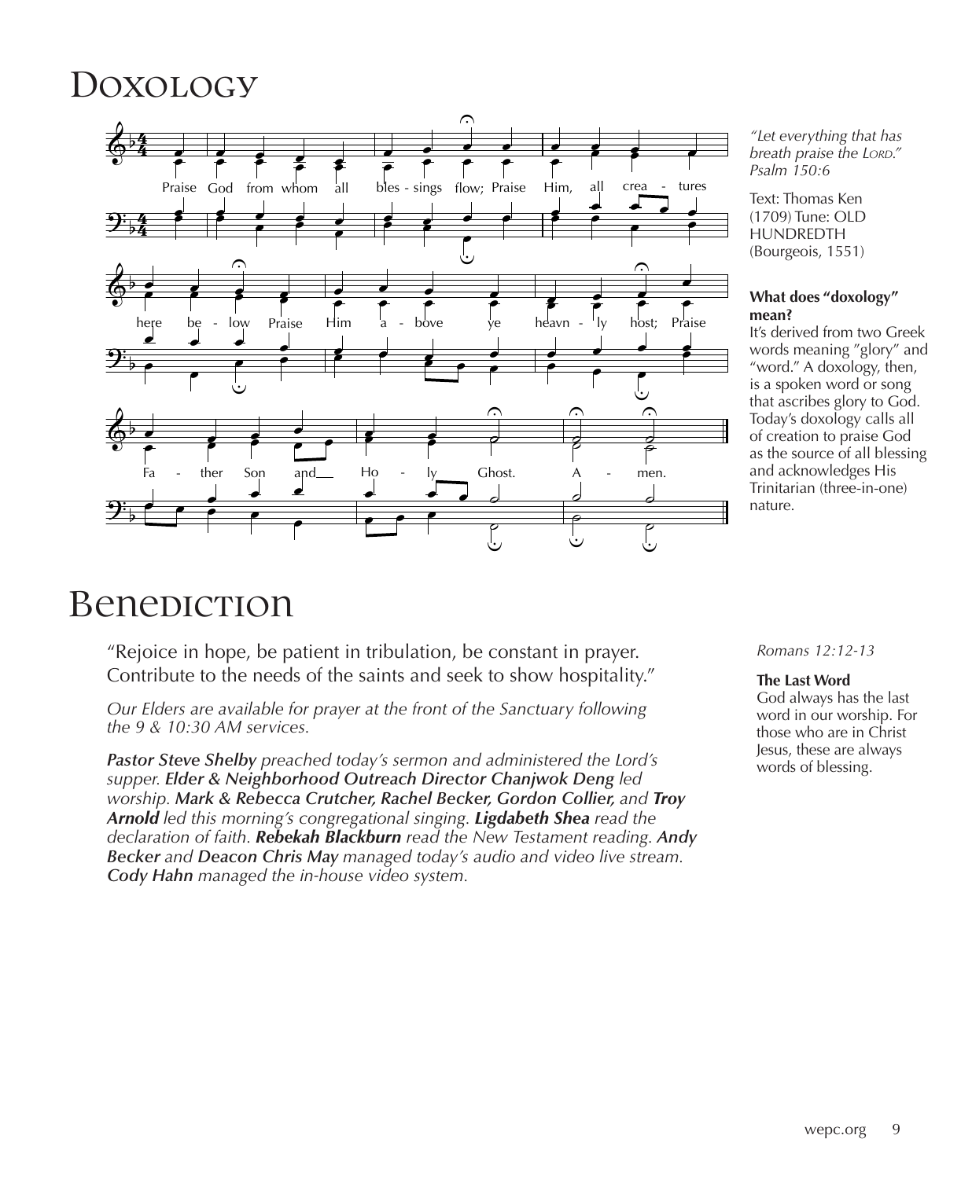# Doxology

Praise God from whom all bles - sings flow; Praise Him, all crea - tures here be - low Praise Him a - bove ye heavn - ly host; Praise Fa - ther Son and Ho - ly Ghost. A - men.

*"Let everything that has breath praise the LORD." Psalm 150:6*

Text: Thomas Ken (1709) Tune: OLD HUNDREDTH (Bourgeois, 1551)

**What does "doxology" mean?**
It's derived from two Greek words meaning "glory" and "word." A doxology, then, is a spoken word or song that ascribes glory to God. Today's doxology calls all of creation to praise God as the source of all blessing and acknowledges His Trinitarian (three-in-one) nature.

# Benediction

"Rejoice in hope, be patient in tribulation, be constant in prayer. Contribute to the needs of the saints and seek to show hospitality."

*Romans 12:12-13*

*Our Elders are available for prayer at the front of the Sanctuary following the 9 & 10:30 AM services.*

***Pastor Steve Shelby** preached today's sermon and administered the Lord's supper. **Elder & Neighborhood Outreach Director Chanjwok Deng** led worship. **Mark & Rebecca Crutcher, Rachel Becker, Gordon Collier,** and **Troy Arnold** led this morning's congregational singing. **Ligdabeth Shea** read the declaration of faith. **Rebekah Blackburn** read the New Testament reading. **Andy Becker** and **Deacon Chris May** managed today's audio and video live stream. **Cody Hahn** managed the in-house video system.*

**The Last Word**
God always has the last word in our worship. For those who are in Christ Jesus, these are always words of blessing.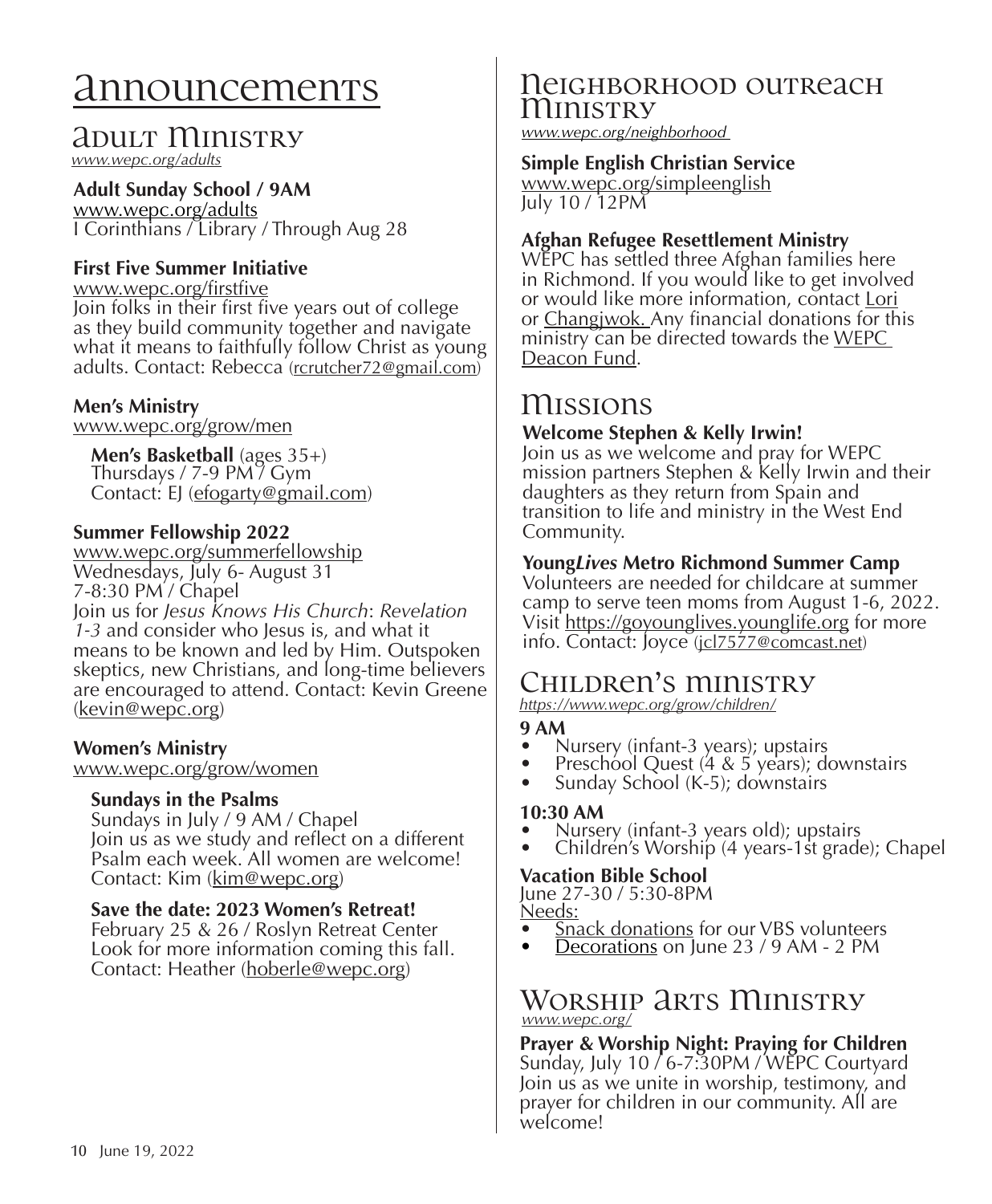# Announcements

## Adult Ministry

*www.wepc.org/adults*

**Adult Sunday School / 9AM**
www.wepc.org/adults
I Corinthians / Library / Through Aug 28

**First Five Summer Initiative**
www.wepc.org/firstfive
Join folks in their first five years out of college as they build community together and navigate what it means to faithfully follow Christ as young adults. Contact: Rebecca (rcrutcher72@gmail.com)

**Men's Ministry**
www.wepc.org/grow/men

**Men's Basketball** (ages 35+)
Thursdays / 7-9 PM / Gym
Contact: EJ (efogarty@gmail.com)

**Summer Fellowship 2022**
www.wepc.org/summerfellowship
Wednesdays, July 6- August 31
7-8:30 PM / Chapel
Join us for *Jesus Knows His Church*: *Revelation 1-3* and consider who Jesus is, and what it means to be known and led by Him. Outspoken skeptics, new Christians, and long-time believers are encouraged to attend. Contact: Kevin Greene (kevin@wepc.org)

**Women's Ministry**
www.wepc.org/grow/women

**Sundays in the Psalms**
Sundays in July / 9 AM / Chapel
Join us as we study and reflect on a different Psalm each week. All women are welcome! Contact: Kim (kim@wepc.org)

**Save the date: 2023 Women's Retreat!**
February 25 & 26 / Roslyn Retreat Center
Look for more information coming this fall.
Contact: Heather (hoberle@wepc.org)

## Neighborhood Outreach Ministry

*www.wepc.org/neighborhood*

**Simple English Christian Service**
www.wepc.org/simpleenglish
July 10 / 12PM

**Afghan Refugee Resettlement Ministry**
WEPC has settled three Afghan families here in Richmond. If you would like to get involved or would like more information, contact Lori or Changjwok. Any financial donations for this ministry can be directed towards the WEPC Deacon Fund.

## Missions

**Welcome Stephen & Kelly Irwin!**
Join us as we welcome and pray for WEPC mission partners Stephen & Kelly Irwin and their daughters as they return from Spain and transition to life and ministry in the West End Community.

**Young*Lives* Metro Richmond Summer Camp**
Volunteers are needed for childcare at summer camp to serve teen moms from August 1-6, 2022. Visit https://goyounglives.younglife.org for more info. Contact: Joyce (jcl7577@comcast.net)

## Children's Ministry

*https://www.wepc.org/grow/children/*

**9 AM**

- Nursery (infant-3 years); upstairs
- Preschool Quest (4 & 5 years); downstairs
- Sunday School (K-5); downstairs

**10:30 AM**

- Nursery (infant-3 years old); upstairs
- Children's Worship (4 years-1st grade); Chapel

**Vacation Bible School**
June 27-30 / 5:30-8PM
Needs:

- Snack donations for our VBS volunteers
- Decorations on June 23 / 9 AM - 2 PM

## Worship Arts Ministry

*www.wepc.org/*

**Prayer & Worship Night: Praying for Children**
Sunday, July 10 / 6-7:30PM / WEPC Courtyard
Join us as we unite in worship, testimony, and prayer for children in our community. All are welcome!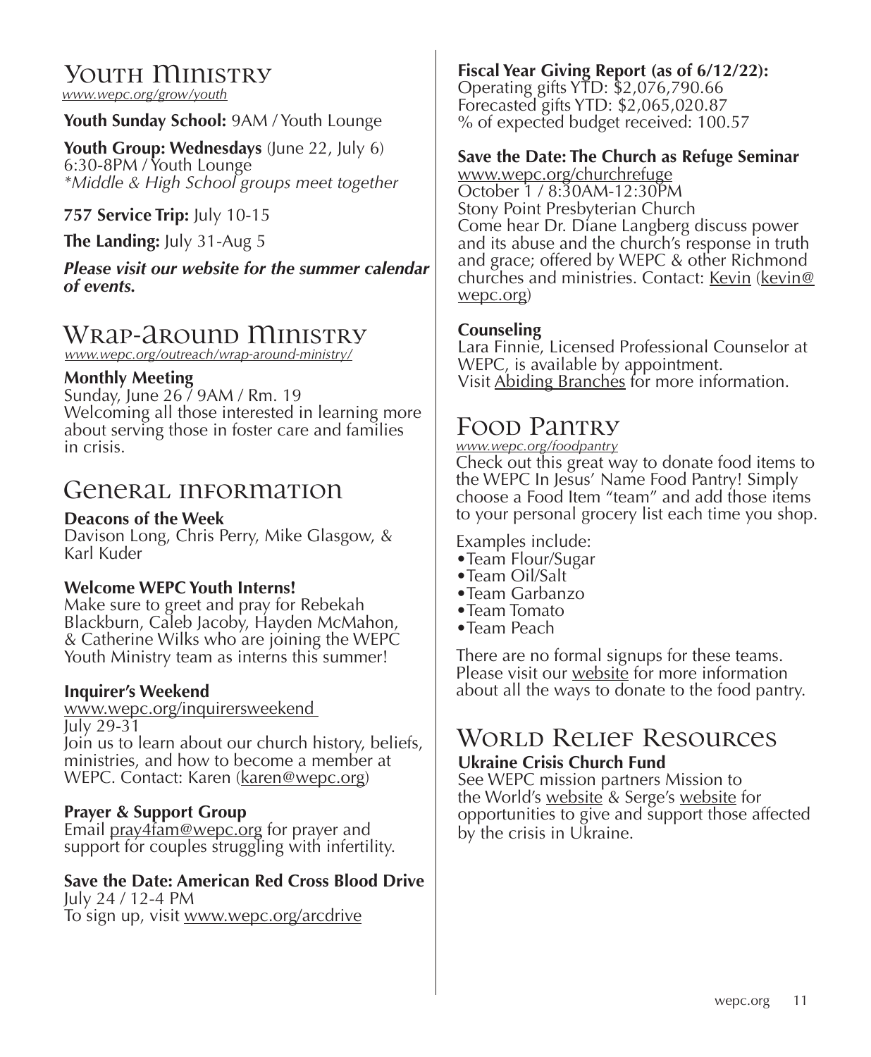# Youth Ministry

*www.wepc.org/grow/youth*

**Youth Sunday School:** 9AM / Youth Lounge

**Youth Group: Wednesdays** (June 22, July 6)
6:30-8PM / Youth Lounge
*\*Middle & High School groups meet together*

**757 Service Trip:** July 10-15

**The Landing:** July 31-Aug 5

***Please visit our website for the summer calendar of events.***

# Wrap-Around Ministry

*www.wepc.org/outreach/wrap-around-ministry/*

**Monthly Meeting**
Sunday, June 26 / 9AM / Rm. 19
Welcoming all those interested in learning more about serving those in foster care and families in crisis.

# General Information

**Deacons of the Week**
Davison Long, Chris Perry, Mike Glasgow, & Karl Kuder

**Welcome WEPC Youth Interns!**
Make sure to greet and pray for Rebekah Blackburn, Caleb Jacoby, Hayden McMahon, & Catherine Wilks who are joining the WEPC Youth Ministry team as interns this summer!

**Inquirer's Weekend**
www.wepc.org/inquirersweekend
July 29-31
Join us to learn about our church history, beliefs, ministries, and how to become a member at WEPC. Contact: Karen (karen@wepc.org)

**Prayer & Support Group**
Email pray4fam@wepc.org for prayer and support for couples struggling with infertility.

**Save the Date: American Red Cross Blood Drive**
July 24 / 12-4 PM
To sign up, visit www.wepc.org/arcdrive

**Fiscal Year Giving Report (as of 6/12/22):**
Operating gifts YTD: $2,076,790.66
Forecasted gifts YTD: $2,065,020.87
% of expected budget received: 100.57

**Save the Date: The Church as Refuge Seminar**
www.wepc.org/churchrefuge
October 1 / 8:30AM-12:30PM
Stony Point Presbyterian Church
Come hear Dr. Diane Langberg discuss power and its abuse and the church's response in truth and grace; offered by WEPC & other Richmond churches and ministries. Contact: Kevin (kevin@wepc.org)

**Counseling**
Lara Finnie, Licensed Professional Counselor at WEPC, is available by appointment.
Visit Abiding Branches for more information.

# Food Pantry

*www.wepc.org/foodpantry*

Check out this great way to donate food items to the WEPC In Jesus' Name Food Pantry! Simply choose a Food Item "team" and add those items to your personal grocery list each time you shop.

Examples include:

- Team Flour/Sugar
- Team Oil/Salt
- Team Garbanzo
- Team Tomato
- Team Peach

There are no formal signups for these teams. Please visit our website for more information about all the ways to donate to the food pantry.

# World Relief Resources

**Ukraine Crisis Church Fund**
See WEPC mission partners Mission to the World's website & Serge's website for opportunities to give and support those affected by the crisis in Ukraine.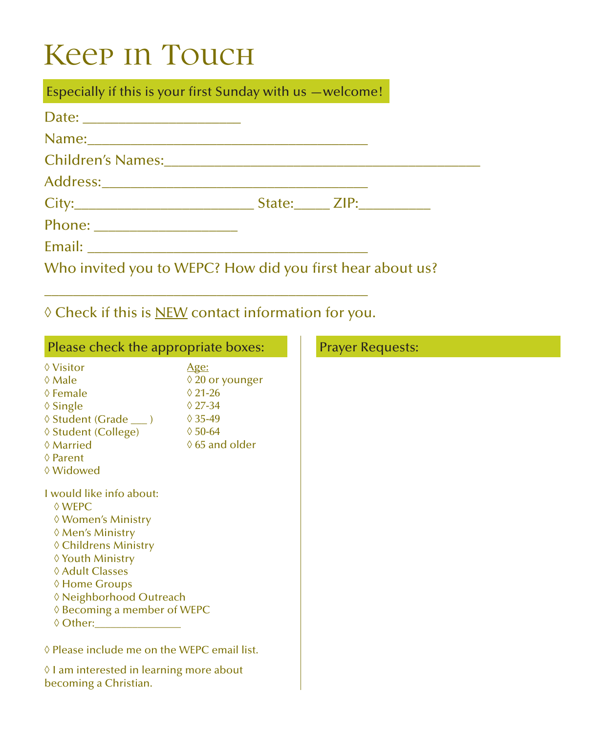# Keep in Touch

**Especially if this is your first Sunday with us —welcome!**

Date: ____________________

Name:____________________________________

Children's Names:________________________________________

Address:__________________________________

City:______________________ State:_____ ZIP:_________

Phone: __________________

Email: ____________________________________

Who invited you to WEPC? How did you first hear about us?

__________________________________________

◊ Check if this is NEW contact information for you.

**Please check the appropriate boxes:**

◊ Visitor
◊ Male
◊ Female
◊ Single
◊ Student (Grade ___ )
◊ Student (College)
◊ Married
◊ Parent
◊ Widowed

Age:
◊ 20 or younger
◊ 21-26
◊ 27-34
◊ 35-49
◊ 50-64
◊ 65 and older

I would like info about:
- ◊ WEPC
- ◊ Women's Ministry
- ◊ Men's Ministry
- ◊ Childrens Ministry
- ◊ Youth Ministry
- ◊ Adult Classes
- ◊ Home Groups
- ◊ Neighborhood Outreach
- ◊ Becoming a member of WEPC
- ◊ Other:______________

◊ Please include me on the WEPC email list.

◊ I am interested in learning more about becoming a Christian.

**Prayer Requests:**